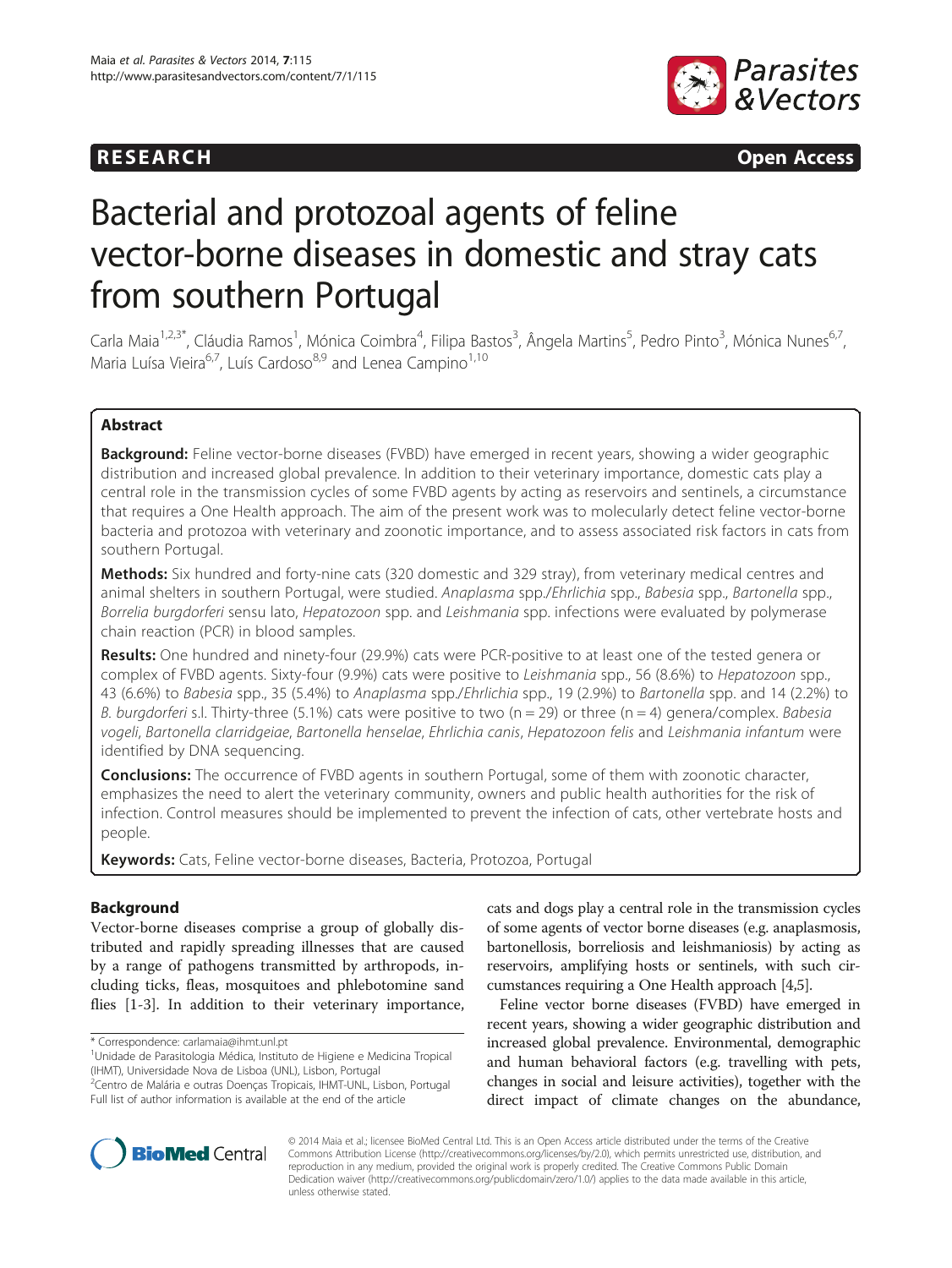RESEARCH Open Access

# Bacterial and protozoal agents of feline vector-borne diseases in domestic and stray cats from southern Portugal

Carla Maia[1,2,3*], Cláudia Ramos[1], Mónica Coimbra[4], Filipa Bastos[3], Ângela Martins[5], Pedro Pinto[3], Mónica Nunes[6,7], Maria Luísa Vieira[6,7], Luís Cardoso[8,9] and Lenea Campino[1,10]

## Abstract

**Background:** Feline vector-borne diseases (FVBD) have emerged in recent years, showing a wider geographic distribution and increased global prevalence. In addition to their veterinary importance, domestic cats play a central role in the transmission cycles of some FVBD agents by acting as reservoirs and sentinels, a circumstance that requires a One Health approach. The aim of the present work was to molecularly detect feline vector-borne bacteria and protozoa with veterinary and zoonotic importance, and to assess associated risk factors in cats from southern Portugal.

**Methods:** Six hundred and forty-nine cats (320 domestic and 329 stray), from veterinary medical centres and animal shelters in southern Portugal, were studied. *Anaplasma* spp./*Ehrlichia* spp., *Babesia* spp., *Bartonella* spp., *Borrelia burgdorferi* sensu lato, *Hepatozoon* spp. and *Leishmania* spp. infections were evaluated by polymerase chain reaction (PCR) in blood samples.

**Results:** One hundred and ninety-four (29.9%) cats were PCR-positive to at least one of the tested genera or complex of FVBD agents. Sixty-four (9.9%) cats were positive to *Leishmania* spp., 56 (8.6%) to *Hepatozoon* spp., 43 (6.6%) to *Babesia* spp., 35 (5.4%) to *Anaplasma* spp./*Ehrlichia* spp., 19 (2.9%) to *Bartonella* spp. and 14 (2.2%) to *B. burgdorferi* s.l. Thirty-three (5.1%) cats were positive to two (n = 29) or three (n = 4) genera/complex. *Babesia vogeli*, *Bartonella clarridgeiae*, *Bartonella henselae*, *Ehrlichia canis*, *Hepatozoon felis* and *Leishmania infantum* were identified by DNA sequencing.

**Conclusions:** The occurrence of FVBD agents in southern Portugal, some of them with zoonotic character, emphasizes the need to alert the veterinary community, owners and public health authorities for the risk of infection. Control measures should be implemented to prevent the infection of cats, other vertebrate hosts and people.

**Keywords:** Cats, Feline vector-borne diseases, Bacteria, Protozoa, Portugal

## Background

Vector-borne diseases comprise a group of globally distributed and rapidly spreading illnesses that are caused by a range of pathogens transmitted by arthropods, including ticks, fleas, mosquitoes and phlebotomine sand flies [1-3]. In addition to their veterinary importance, cats and dogs play a central role in the transmission cycles of some agents of vector borne diseases (e.g. anaplasmosis, bartonellosis, borreliosis and leishmaniosis) by acting as reservoirs, amplifying hosts or sentinels, with such circumstances requiring a One Health approach [4,5].

Feline vector borne diseases (FVBD) have emerged in recent years, showing a wider geographic distribution and increased global prevalence. Environmental, demographic and human behavioral factors (e.g. travelling with pets, changes in social and leisure activities), together with the direct impact of climate changes on the abundance,

* Correspondence: carlamaia@ihmt.unl.pt
[1]Unidade de Parasitologia Médica, Instituto de Higiene e Medicina Tropical (IHMT), Universidade Nova de Lisboa (UNL), Lisbon, Portugal
[2]Centro de Malária e outras Doenças Tropicais, IHMT-UNL, Lisbon, Portugal
Full list of author information is available at the end of the article

© 2014 Maia et al.; licensee BioMed Central Ltd. This is an Open Access article distributed under the terms of the Creative Commons Attribution License (http://creativecommons.org/licenses/by/2.0), which permits unrestricted use, distribution, and reproduction in any medium, provided the original work is properly credited. The Creative Commons Public Domain Dedication waiver (http://creativecommons.org/publicdomain/zero/1.0/) applies to the data made available in this article, unless otherwise stated.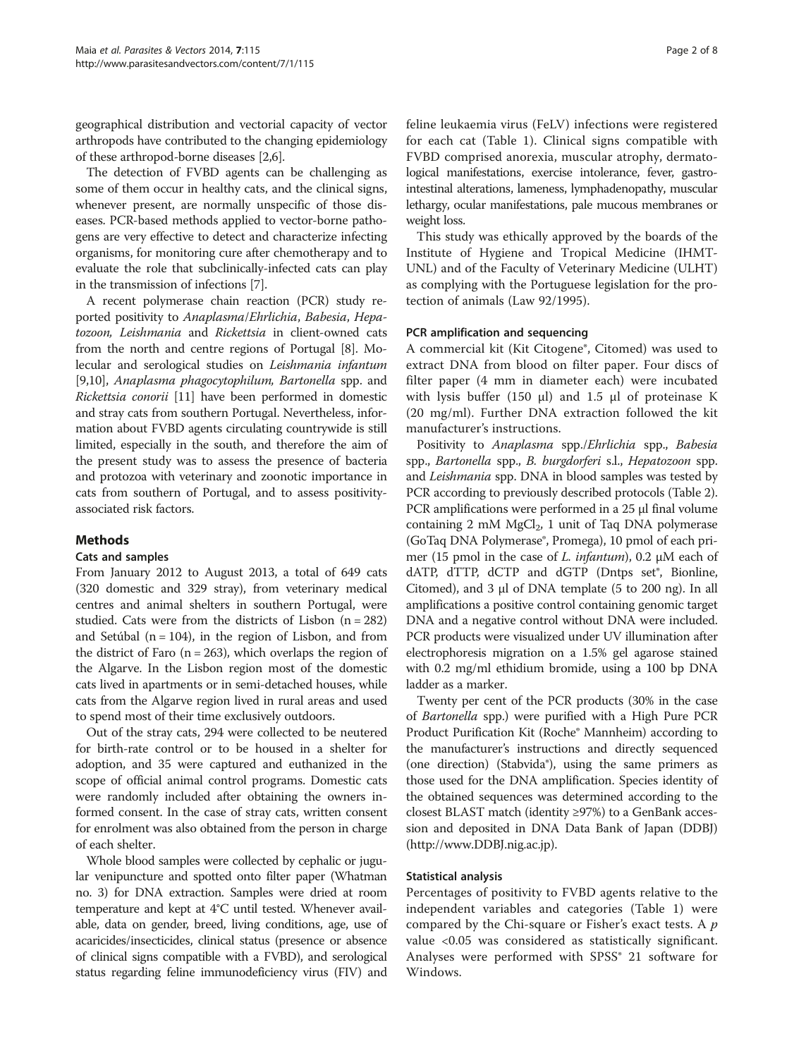geographical distribution and vectorial capacity of vector arthropods have contributed to the changing epidemiology of these arthropod-borne diseases [2,6].

The detection of FVBD agents can be challenging as some of them occur in healthy cats, and the clinical signs, whenever present, are normally unspecific of those diseases. PCR-based methods applied to vector-borne pathogens are very effective to detect and characterize infecting organisms, for monitoring cure after chemotherapy and to evaluate the role that subclinically-infected cats can play in the transmission of infections [7].

A recent polymerase chain reaction (PCR) study reported positivity to *Anaplasma*/*Ehrlichia*, *Babesia*, *Hepatozoon, Leishmania* and *Rickettsia* in client-owned cats from the north and centre regions of Portugal [8]. Molecular and serological studies on *Leishmania infantum* [9,10], *Anaplasma phagocytophilum, Bartonella* spp. and *Rickettsia conorii* [11] have been performed in domestic and stray cats from southern Portugal. Nevertheless, information about FVBD agents circulating countrywide is still limited, especially in the south, and therefore the aim of the present study was to assess the presence of bacteria and protozoa with veterinary and zoonotic importance in cats from southern of Portugal, and to assess positivity-associated risk factors.

## Methods

### Cats and samples

From January 2012 to August 2013, a total of 649 cats (320 domestic and 329 stray), from veterinary medical centres and animal shelters in southern Portugal, were studied. Cats were from the districts of Lisbon (n = 282) and Setúbal (n = 104), in the region of Lisbon, and from the district of Faro (n = 263), which overlaps the region of the Algarve. In the Lisbon region most of the domestic cats lived in apartments or in semi-detached houses, while cats from the Algarve region lived in rural areas and used to spend most of their time exclusively outdoors.

Out of the stray cats, 294 were collected to be neutered for birth-rate control or to be housed in a shelter for adoption, and 35 were captured and euthanized in the scope of official animal control programs. Domestic cats were randomly included after obtaining the owners informed consent. In the case of stray cats, written consent for enrolment was also obtained from the person in charge of each shelter.

Whole blood samples were collected by cephalic or jugular venipuncture and spotted onto filter paper (Whatman no. 3) for DNA extraction. Samples were dried at room temperature and kept at 4°C until tested. Whenever available, data on gender, breed, living conditions, age, use of acaricides/insecticides, clinical status (presence or absence of clinical signs compatible with a FVBD), and serological status regarding feline immunodeficiency virus (FIV) and feline leukaemia virus (FeLV) infections were registered for each cat (Table 1). Clinical signs compatible with FVBD comprised anorexia, muscular atrophy, dermatological manifestations, exercise intolerance, fever, gastrointestinal alterations, lameness, lymphadenopathy, muscular lethargy, ocular manifestations, pale mucous membranes or weight loss.

This study was ethically approved by the boards of the Institute of Hygiene and Tropical Medicine (IHMT-UNL) and of the Faculty of Veterinary Medicine (ULHT) as complying with the Portuguese legislation for the protection of animals (Law 92/1995).

### PCR amplification and sequencing

A commercial kit (Kit Citogene®, Citomed) was used to extract DNA from blood on filter paper. Four discs of filter paper (4 mm in diameter each) were incubated with lysis buffer (150 μl) and 1.5 μl of proteinase K (20 mg/ml). Further DNA extraction followed the kit manufacturer's instructions.

Positivity to *Anaplasma* spp./*Ehrlichia* spp., *Babesia* spp., *Bartonella* spp., *B. burgdorferi* s.l., *Hepatozoon* spp. and *Leishmania* spp. DNA in blood samples was tested by PCR according to previously described protocols (Table 2). PCR amplifications were performed in a 25 μl final volume containing 2 mM $MgCl_2$, 1 unit of Taq DNA polymerase (GoTaq DNA Polymerase®, Promega), 10 pmol of each primer (15 pmol in the case of *L. infantum*), 0.2 μM each of dATP, dTTP, dCTP and dGTP (Dntps set®, Bionline, Citomed), and 3 μl of DNA template (5 to 200 ng). In all amplifications a positive control containing genomic target DNA and a negative control without DNA were included. PCR products were visualized under UV illumination after electrophoresis migration on a 1.5% gel agarose stained with 0.2 mg/ml ethidium bromide, using a 100 bp DNA ladder as a marker.

Twenty per cent of the PCR products (30% in the case of *Bartonella* spp.) were purified with a High Pure PCR Product Purification Kit (Roche® Mannheim) according to the manufacturer's instructions and directly sequenced (one direction) (Stabvida®), using the same primers as those used for the DNA amplification. Species identity of the obtained sequences was determined according to the closest BLAST match (identity ≥97%) to a GenBank accession and deposited in DNA Data Bank of Japan (DDBJ) (http://www.DDBJ.nig.ac.jp).

### Statistical analysis

Percentages of positivity to FVBD agents relative to the independent variables and categories (Table 1) were compared by the Chi-square or Fisher's exact tests. A $p$ value <0.05 was considered as statistically significant. Analyses were performed with SPSS® 21 software for Windows.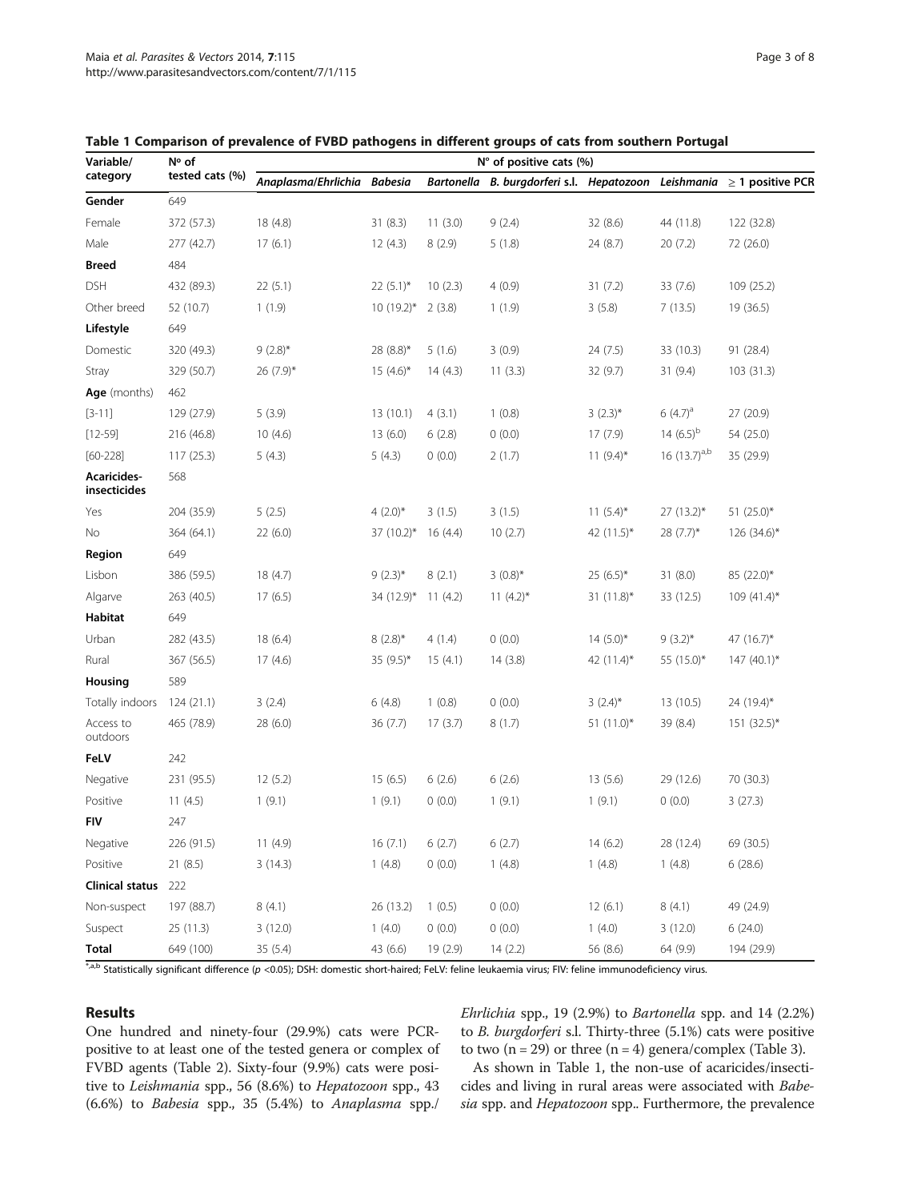**Table 1 Comparison of prevalence of FVBD pathogens in different groups of cats from southern Portugal**

| Variable/ category | Nº of tested cats (%) | Nº of positive cats (%) | | | | | | |
|---|---|---|---|---|---|---|---|---|
| | | *Anaplasma/Ehrlichia* | *Babesia* | *Bartonella* | *B. burgdorferi* s.l. | *Hepatozoon* | *Leishmania* | ≥ 1 positive PCR |
| **Gender** | 649 | | | | | | | |
| Female | 372 (57.3) | 18 (4.8) | 31 (8.3) | 11 (3.0) | 9 (2.4) | 32 (8.6) | 44 (11.8) | 122 (32.8) |
| Male | 277 (42.7) | 17 (6.1) | 12 (4.3) | 8 (2.9) | 5 (1.8) | 24 (8.7) | 20 (7.2) | 72 (26.0) |
| **Breed** | 484 | | | | | | | |
| DSH | 432 (89.3) | 22 (5.1) | 22 (5.1)* | 10 (2.3) | 4 (0.9) | 31 (7.2) | 33 (7.6) | 109 (25.2) |
| Other breed | 52 (10.7) | 1 (1.9) | 10 (19.2)* | 2 (3.8) | 1 (1.9) | 3 (5.8) | 7 (13.5) | 19 (36.5) |
| **Lifestyle** | 649 | | | | | | | |
| Domestic | 320 (49.3) | 9 (2.8)* | 28 (8.8)* | 5 (1.6) | 3 (0.9) | 24 (7.5) | 33 (10.3) | 91 (28.4) |
| Stray | 329 (50.7) | 26 (7.9)* | 15 (4.6)* | 14 (4.3) | 11 (3.3) | 32 (9.7) | 31 (9.4) | 103 (31.3) |
| **Age** (months) | 462 | | | | | | | |
| [3-11] | 129 (27.9) | 5 (3.9) | 13 (10.1) | 4 (3.1) | 1 (0.8) | 3 (2.3)* | 6 (4.7)[a] | 27 (20.9) |
| [12-59] | 216 (46.8) | 10 (4.6) | 13 (6.0) | 6 (2.8) | 0 (0.0) | 17 (7.9) | 14 (6.5)[b] | 54 (25.0) |
| [60-228] | 117 (25.3) | 5 (4.3) | 5 (4.3) | 0 (0.0) | 2 (1.7) | 11 (9.4)* | 16 (13.7)[a,b] | 35 (29.9) |
| **Acaricides-insecticides** | 568 | | | | | | | |
| Yes | 204 (35.9) | 5 (2.5) | 4 (2.0)* | 3 (1.5) | 3 (1.5) | 11 (5.4)* | 27 (13.2)* | 51 (25.0)* |
| No | 364 (64.1) | 22 (6.0) | 37 (10.2)* | 16 (4.4) | 10 (2.7) | 42 (11.5)* | 28 (7.7)* | 126 (34.6)* |
| **Region** | 649 | | | | | | | |
| Lisbon | 386 (59.5) | 18 (4.7) | 9 (2.3)* | 8 (2.1) | 3 (0.8)* | 25 (6.5)* | 31 (8.0) | 85 (22.0)* |
| Algarve | 263 (40.5) | 17 (6.5) | 34 (12.9)* | 11 (4.2) | 11 (4.2)* | 31 (11.8)* | 33 (12.5) | 109 (41.4)* |
| **Habitat** | 649 | | | | | | | |
| Urban | 282 (43.5) | 18 (6.4) | 8 (2.8)* | 4 (1.4) | 0 (0.0) | 14 (5.0)* | 9 (3.2)* | 47 (16.7)* |
| Rural | 367 (56.5) | 17 (4.6) | 35 (9.5)* | 15 (4.1) | 14 (3.8) | 42 (11.4)* | 55 (15.0)* | 147 (40.1)* |
| **Housing** | 589 | | | | | | | |
| Totally indoors | 124 (21.1) | 3 (2.4) | 6 (4.8) | 1 (0.8) | 0 (0.0) | 3 (2.4)* | 13 (10.5) | 24 (19.4)* |
| Access to outdoors | 465 (78.9) | 28 (6.0) | 36 (7.7) | 17 (3.7) | 8 (1.7) | 51 (11.0)* | 39 (8.4) | 151 (32.5)* |
| **FeLV** | 242 | | | | | | | |
| Negative | 231 (95.5) | 12 (5.2) | 15 (6.5) | 6 (2.6) | 6 (2.6) | 13 (5.6) | 29 (12.6) | 70 (30.3) |
| Positive | 11 (4.5) | 1 (9.1) | 1 (9.1) | 0 (0.0) | 1 (9.1) | 1 (9.1) | 0 (0.0) | 3 (27.3) |
| **FIV** | 247 | | | | | | | |
| Negative | 226 (91.5) | 11 (4.9) | 16 (7.1) | 6 (2.7) | 6 (2.7) | 14 (6.2) | 28 (12.4) | 69 (30.5) |
| Positive | 21 (8.5) | 3 (14.3) | 1 (4.8) | 0 (0.0) | 1 (4.8) | 1 (4.8) | 1 (4.8) | 6 (28.6) |
| **Clinical status** | 222 | | | | | | | |
| Non-suspect | 197 (88.7) | 8 (4.1) | 26 (13.2) | 1 (0.5) | 0 (0.0) | 12 (6.1) | 8 (4.1) | 49 (24.9) |
| Suspect | 25 (11.3) | 3 (12.0) | 1 (4.0) | 0 (0.0) | 0 (0.0) | 1 (4.0) | 3 (12.0) | 6 (24.0) |
| **Total** | 649 (100) | 35 (5.4) | 43 (6.6) | 19 (2.9) | 14 (2.2) | 56 (8.6) | 64 (9.9) | 194 (29.9) |

*,a,b Statistically significant difference ($p < 0.05$); DSH: domestic short-haired; FeLV: feline leukaemia virus; FIV: feline immunodeficiency virus.

## Results

One hundred and ninety-four (29.9%) cats were PCR-positive to at least one of the tested genera or complex of FVBD agents (Table 2). Sixty-four (9.9%) cats were positive to *Leishmania* spp., 56 (8.6%) to *Hepatozoon* spp., 43 (6.6%) to *Babesia* spp., 35 (5.4%) to *Anaplasma* spp./*Ehrlichia* spp., 19 (2.9%) to *Bartonella* spp. and 14 (2.2%) to *B. burgdorferi* s.l. Thirty-three (5.1%) cats were positive to two (n = 29) or three (n = 4) genera/complex (Table 3).

As shown in Table 1, the non-use of acaricides/insecticides and living in rural areas were associated with *Babesia* spp. and *Hepatozoon* spp.. Furthermore, the prevalence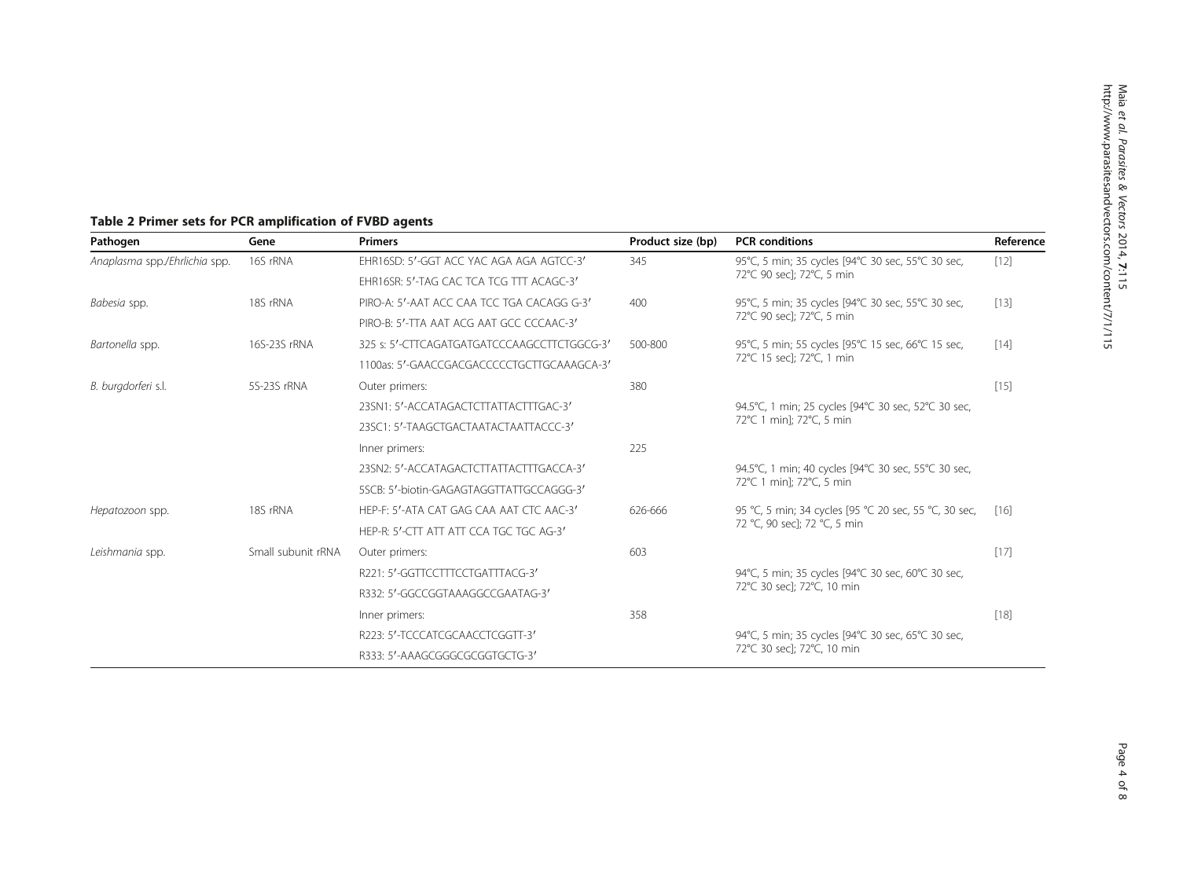**Table 2 Primer sets for PCR amplification of FVBD agents**

| Pathogen | Gene | Primers | Product size (bp) | PCR conditions | Reference |
|---|---|---|---|---|---|
| *Anaplasma* spp./*Ehrlichia* spp. | 16S rRNA | EHR16SD: 5′-GGT ACC YAC AGA AGA AGTCC-3′ | 345 | 95°C, 5 min; 35 cycles [94°C 30 sec, 55°C 30 sec, 72°C 90 sec]; 72°C, 5 min | [12] |
| | | EHR16SR: 5′-TAG CAC TCA TCG TTT ACAGC-3′ | | | |
| *Babesia* spp. | 18S rRNA | PIRO-A: 5′-AAT ACC CAA TCC TGA CACAGG G-3′ | 400 | 95°C, 5 min; 35 cycles [94°C 30 sec, 55°C 30 sec, 72°C 90 sec]; 72°C, 5 min | [13] |
| | | PIRO-B: 5′-TTA AAT ACG AAT GCC CCCAAC-3′ | | | |
| *Bartonella* spp. | 16S-23S rRNA | 325 s: 5′-CTTCAGATGATGATCCCAAGCCTTCTGGCG-3′ | 500-800 | 95°C, 5 min; 55 cycles [95°C 15 sec, 66°C 15 sec, 72°C 15 sec]; 72°C, 1 min | [14] |
| | | 1100as: 5′-GAACCGACGACCCCCTGCTTGCAAAGCA-3′ | | | |
| *B. burgdorferi* s.l. | 5S-23S rRNA | Outer primers: | 380 | | [15] |
| | | 23SN1: 5′-ACCATAGACTCTTATTACTTTGAC-3′ | | 94.5°C, 1 min; 25 cycles [94°C 30 sec, 52°C 30 sec, 72°C 1 min]; 72°C, 5 min | |
| | | 23SC1: 5′-TAAGCTGACTAATACTAATTACCC-3′ | | | |
| | | Inner primers: | 225 | | |
| | | 23SN2: 5′-ACCATAGACTCTTATTACTTTGACCA-3′ | | 94.5°C, 1 min; 40 cycles [94°C 30 sec, 55°C 30 sec, 72°C 1 min]; 72°C, 5 min | |
| | | 5SCB: 5′-biotin-GAGAGTAGGTTATTGCCAGGG-3′ | | | |
| *Hepatozoon* spp. | 18S rRNA | HEP-F: 5′-ATA CAT GAG CAA AAT CTC AAC-3′ | 626-666 | 95 °C, 5 min; 34 cycles [95 °C 20 sec, 55 °C, 30 sec, 72 °C, 90 sec]; 72 °C, 5 min | [16] |
| | | HEP-R: 5′-CTT ATT ATT CCA TGC TGC AG-3′ | | | |
| *Leishmania* spp. | Small subunit rRNA | Outer primers: | 603 | | [17] |
| | | R221: 5′-GGTTCCTTTCCTGATTTACG-3′ | | 94°C, 5 min; 35 cycles [94°C 30 sec, 60°C 30 sec, 72°C 30 sec]; 72°C, 10 min | |
| | | R332: 5′-GGCCGGTAAAGGCCGAATAG-3′ | | | |
| | | Inner primers: | 358 | | [18] |
| | | R223: 5′-TCCCATCGCAACCTCGGTT-3′ | | 94°C, 5 min; 35 cycles [94°C 30 sec, 65°C 30 sec, 72°C 30 sec]; 72°C, 10 min | |
| | | R333: 5′-AAAGCGGGCGCGGTGCTG-3′ | | | |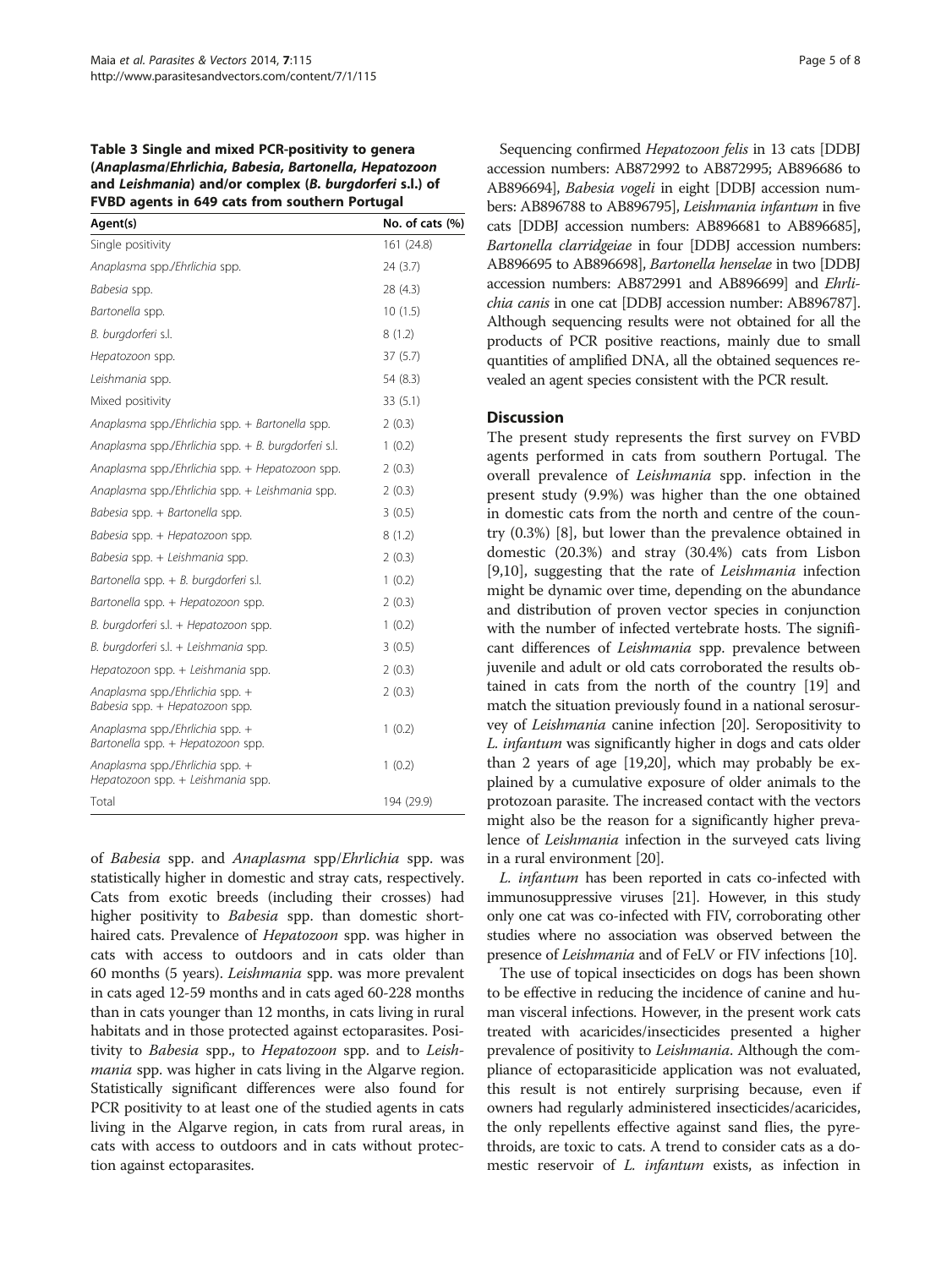**Table 3 Single and mixed PCR-positivity to genera (*Anaplasma*/*Ehrlichia*, *Babesia*, *Bartonella*, *Hepatozoon* and *Leishmania*) and/or complex (*B. burgdorferi* s.l.) of FVBD agents in 649 cats from southern Portugal**

| Agent(s) | No. of cats (%) |
|---|---|
| Single positivity | 161 (24.8) |
| *Anaplasma* spp./*Ehrlichia* spp. | 24 (3.7) |
| *Babesia* spp. | 28 (4.3) |
| *Bartonella* spp. | 10 (1.5) |
| *B. burgdorferi* s.l. | 8 (1.2) |
| *Hepatozoon* spp. | 37 (5.7) |
| *Leishmania* spp. | 54 (8.3) |
| Mixed positivity | 33 (5.1) |
| *Anaplasma* spp./*Ehrlichia* spp. + *Bartonella* spp. | 2 (0.3) |
| *Anaplasma* spp./*Ehrlichia* spp. + *B. burgdorferi* s.l. | 1 (0.2) |
| *Anaplasma* spp./*Ehrlichia* spp. + *Hepatozoon* spp. | 2 (0.3) |
| *Anaplasma* spp./*Ehrlichia* spp. + *Leishmania* spp. | 2 (0.3) |
| *Babesia* spp. + *Bartonella* spp. | 3 (0.5) |
| *Babesia* spp. + *Hepatozoon* spp. | 8 (1.2) |
| *Babesia* spp. + *Leishmania* spp. | 2 (0.3) |
| *Bartonella* spp. + *B. burgdorferi* s.l. | 1 (0.2) |
| *Bartonella* spp. + *Hepatozoon* spp. | 2 (0.3) |
| *B. burgdorferi* s.l. + *Hepatozoon* spp. | 1 (0.2) |
| *B. burgdorferi* s.l. + *Leishmania* spp. | 3 (0.5) |
| *Hepatozoon* spp. + *Leishmania* spp. | 2 (0.3) |
| *Anaplasma* spp./*Ehrlichia* spp. + *Babesia* spp. + *Hepatozoon* spp. | 2 (0.3) |
| *Anaplasma* spp./*Ehrlichia* spp. + *Bartonella* spp. + *Hepatozoon* spp. | 1 (0.2) |
| *Anaplasma* spp./*Ehrlichia* spp. + *Hepatozoon* spp. + *Leishmania* spp. | 1 (0.2) |
| Total | 194 (29.9) |

of *Babesia* spp. and *Anaplasma* spp/*Ehrlichia* spp. was statistically higher in domestic and stray cats, respectively. Cats from exotic breeds (including their crosses) had higher positivity to *Babesia* spp. than domestic short-haired cats. Prevalence of *Hepatozoon* spp. was higher in cats with access to outdoors and in cats older than 60 months (5 years). *Leishmania* spp. was more prevalent in cats aged 12-59 months and in cats aged 60-228 months than in cats younger than 12 months, in cats living in rural habitats and in those protected against ectoparasites. Positivity to *Babesia* spp., to *Hepatozoon* spp. and to *Leishmania* spp. was higher in cats living in the Algarve region. Statistically significant differences were also found for PCR positivity to at least one of the studied agents in cats living in the Algarve region, in cats from rural areas, in cats with access to outdoors and in cats without protection against ectoparasites.

Sequencing confirmed *Hepatozoon felis* in 13 cats [DDBJ accession numbers: AB872992 to AB872995; AB896686 to AB896694], *Babesia vogeli* in eight [DDBJ accession numbers: AB896788 to AB896795], *Leishmania infantum* in five cats [DDBJ accession numbers: AB896681 to AB896685], *Bartonella clarridgeiae* in four [DDBJ accession numbers: AB896695 to AB896698], *Bartonella henselae* in two [DDBJ accession numbers: AB872991 and AB896699] and *Ehrlichia canis* in one cat [DDBJ accession number: AB896787]. Although sequencing results were not obtained for all the products of PCR positive reactions, mainly due to small quantities of amplified DNA, all the obtained sequences revealed an agent species consistent with the PCR result.

## Discussion

The present study represents the first survey on FVBD agents performed in cats from southern Portugal. The overall prevalence of *Leishmania* spp. infection in the present study (9.9%) was higher than the one obtained in domestic cats from the north and centre of the country (0.3%) [8], but lower than the prevalence obtained in domestic (20.3%) and stray (30.4%) cats from Lisbon [9,10], suggesting that the rate of *Leishmania* infection might be dynamic over time, depending on the abundance and distribution of proven vector species in conjunction with the number of infected vertebrate hosts. The significant differences of *Leishmania* spp. prevalence between juvenile and adult or old cats corroborated the results obtained in cats from the north of the country [19] and match the situation previously found in a national serosurvey of *Leishmania* canine infection [20]. Seropositivity to *L. infantum* was significantly higher in dogs and cats older than 2 years of age [19,20], which may probably be explained by a cumulative exposure of older animals to the protozoan parasite. The increased contact with the vectors might also be the reason for a significantly higher prevalence of *Leishmania* infection in the surveyed cats living in a rural environment [20].

*L. infantum* has been reported in cats co-infected with immunosuppressive viruses [21]. However, in this study only one cat was co-infected with FIV, corroborating other studies where no association was observed between the presence of *Leishmania* and of FeLV or FIV infections [10].

The use of topical insecticides on dogs has been shown to be effective in reducing the incidence of canine and human visceral infections. However, in the present work cats treated with acaricides/insecticides presented a higher prevalence of positivity to *Leishmania*. Although the compliance of ectoparasiticide application was not evaluated, this result is not entirely surprising because, even if owners had regularly administered insecticides/acaricides, the only repellents effective against sand flies, the pyrethroids, are toxic to cats. A trend to consider cats as a domestic reservoir of *L. infantum* exists, as infection in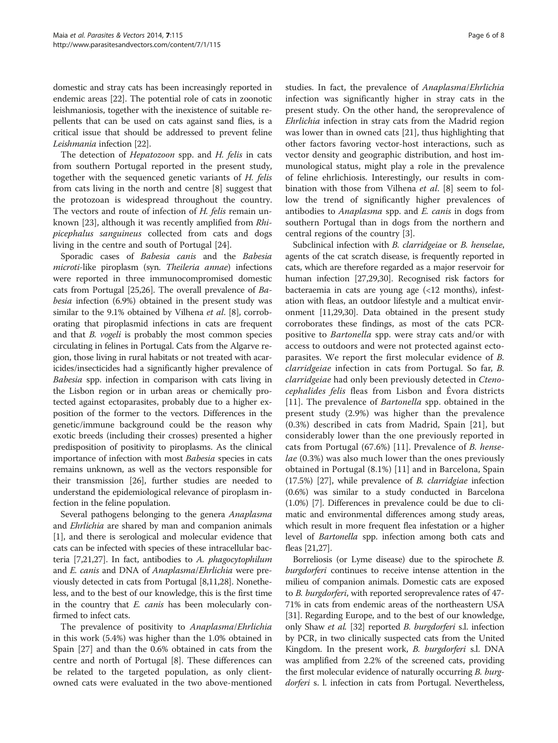domestic and stray cats has been increasingly reported in endemic areas [22]. The potential role of cats in zoonotic leishmaniosis, together with the inexistence of suitable repellents that can be used on cats against sand flies, is a critical issue that should be addressed to prevent feline *Leishmania* infection [22].

The detection of *Hepatozoon* spp. and *H. felis* in cats from southern Portugal reported in the present study, together with the sequenced genetic variants of *H. felis* from cats living in the north and centre [8] suggest that the protozoan is widespread throughout the country. The vectors and route of infection of *H. felis* remain unknown [23], although it was recently amplified from *Rhipicephalus sanguineus* collected from cats and dogs living in the centre and south of Portugal [24].

Sporadic cases of *Babesia canis* and the *Babesia microti*-like piroplasm (syn. *Theileria annae*) infections were reported in three immunocompromised domestic cats from Portugal [25,26]. The overall prevalence of *Babesia* infection (6.9%) obtained in the present study was similar to the 9.1% obtained by Vilhena *et al*. [8], corroborating that piroplasmid infections in cats are frequent and that *B. vogeli* is probably the most common species circulating in felines in Portugal. Cats from the Algarve region, those living in rural habitats or not treated with acaricides/insecticides had a significantly higher prevalence of *Babesia* spp. infection in comparison with cats living in the Lisbon region or in urban areas or chemically protected against ectoparasites, probably due to a higher exposition of the former to the vectors. Differences in the genetic/immune background could be the reason why exotic breeds (including their crosses) presented a higher predisposition of positivity to piroplasms. As the clinical importance of infection with most *Babesia* species in cats remains unknown, as well as the vectors responsible for their transmission [26], further studies are needed to understand the epidemiological relevance of piroplasm infection in the feline population.

Several pathogens belonging to the genera *Anaplasma* and *Ehrlichia* are shared by man and companion animals [1], and there is serological and molecular evidence that cats can be infected with species of these intracellular bacteria [7,21,27]. In fact, antibodies to *A. phagocytophilum* and *E. canis* and DNA of *Anaplasma*/*Ehrlichia* were previously detected in cats from Portugal [8,11,28]. Nonetheless, and to the best of our knowledge, this is the first time in the country that *E. canis* has been molecularly confirmed to infect cats.

The prevalence of positivity to *Anaplasma*/*Ehrlichia* in this work (5.4%) was higher than the 1.0% obtained in Spain [27] and than the 0.6% obtained in cats from the centre and north of Portugal [8]. These differences can be related to the targeted population, as only client-owned cats were evaluated in the two above-mentioned studies. In fact, the prevalence of *Anaplasma*/*Ehrlichia* infection was significantly higher in stray cats in the present study. On the other hand, the seroprevalence of *Ehrlichia* infection in stray cats from the Madrid region was lower than in owned cats [21], thus highlighting that other factors favoring vector-host interactions, such as vector density and geographic distribution, and host immunological status, might play a role in the prevalence of feline ehrlichiosis. Interestingly, our results in combination with those from Vilhena *et al*. [8] seem to follow the trend of significantly higher prevalences of antibodies to *Anaplasma* spp. and *E. canis* in dogs from southern Portugal than in dogs from the northern and central regions of the country [3].

Subclinical infection with *B. clarridgeiae* or *B. henselae*, agents of the cat scratch disease, is frequently reported in cats, which are therefore regarded as a major reservoir for human infection [27,29,30]. Recognised risk factors for bacteraemia in cats are young age (<12 months), infestation with fleas, an outdoor lifestyle and a multicat environment [11,29,30]. Data obtained in the present study corroborates these findings, as most of the cats PCR-positive to *Bartonella* spp. were stray cats and/or with access to outdoors and were not protected against ectoparasites. We report the first molecular evidence of *B. clarridgeiae* infection in cats from Portugal. So far, *B. clarridgeiae* had only been previously detected in *Ctenocephalides felis* fleas from Lisbon and Évora districts [11]. The prevalence of *Bartonella* spp. obtained in the present study (2.9%) was higher than the prevalence (0.3%) described in cats from Madrid, Spain [21], but considerably lower than the one previously reported in cats from Portugal (67.6%) [11]. Prevalence of *B. henselae* (0.3%) was also much lower than the ones previously obtained in Portugal (8.1%) [11] and in Barcelona, Spain (17.5%) [27], while prevalence of *B. clarridgiae* infection (0.6%) was similar to a study conducted in Barcelona (1.0%) [7]. Differences in prevalence could be due to climatic and environmental differences among study areas, which result in more frequent flea infestation or a higher level of *Bartonella* spp. infection among both cats and fleas [21,27].

Borreliosis (or Lyme disease) due to the spirochete *B. burgdorferi* continues to receive intense attention in the milieu of companion animals. Domestic cats are exposed to *B. burgdorferi*, with reported seroprevalence rates of 47-71% in cats from endemic areas of the northeastern USA [31]. Regarding Europe, and to the best of our knowledge, only Shaw *et al.* [32] reported *B. burgdorferi* s.l. infection by PCR, in two clinically suspected cats from the United Kingdom. In the present work, *B. burgdorferi* s.l. DNA was amplified from 2.2% of the screened cats, providing the first molecular evidence of naturally occurring *B. burgdorferi* s. l. infection in cats from Portugal. Nevertheless,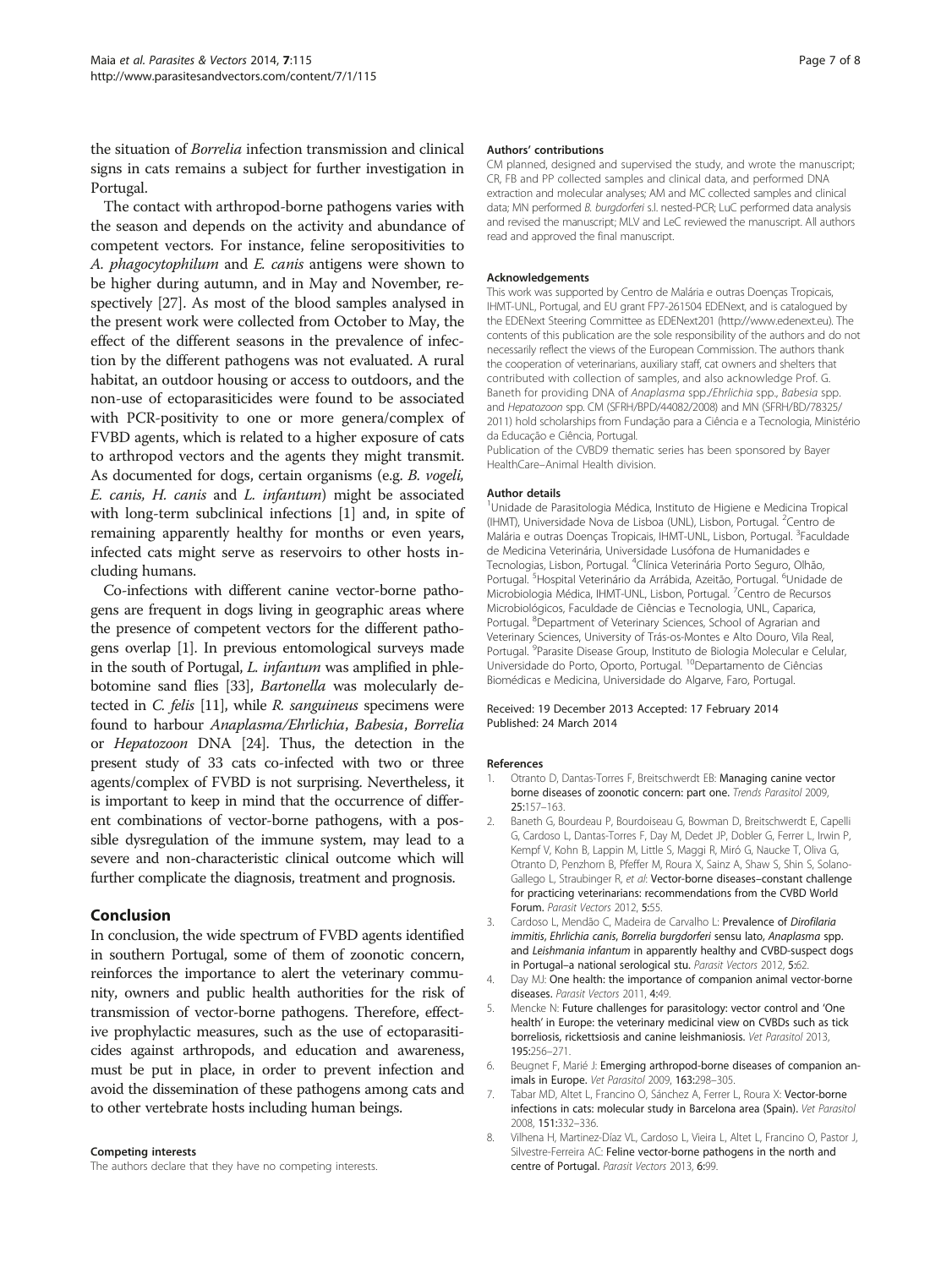the situation of *Borrelia* infection transmission and clinical signs in cats remains a subject for further investigation in Portugal.

The contact with arthropod-borne pathogens varies with the season and depends on the activity and abundance of competent vectors. For instance, feline seropositivities to *A. phagocytophilum* and *E. canis* antigens were shown to be higher during autumn, and in May and November, respectively [27]. As most of the blood samples analysed in the present work were collected from October to May, the effect of the different seasons in the prevalence of infection by the different pathogens was not evaluated. A rural habitat, an outdoor housing or access to outdoors, and the non-use of ectoparasiticides were found to be associated with PCR-positivity to one or more genera/complex of FVBD agents, which is related to a higher exposure of cats to arthropod vectors and the agents they might transmit. As documented for dogs, certain organisms (e.g. *B. vogeli, E. canis, H. canis* and *L. infantum*) might be associated with long-term subclinical infections [1] and, in spite of remaining apparently healthy for months or even years, infected cats might serve as reservoirs to other hosts including humans.

Co-infections with different canine vector-borne pathogens are frequent in dogs living in geographic areas where the presence of competent vectors for the different pathogens overlap [1]. In previous entomological surveys made in the south of Portugal, *L. infantum* was amplified in phlebotomine sand flies [33], *Bartonella* was molecularly detected in *C. felis* [11], while *R. sanguineus* specimens were found to harbour *Anaplasma/Ehrlichia*, *Babesia*, *Borrelia* or *Hepatozoon* DNA [24]. Thus, the detection in the present study of 33 cats co-infected with two or three agents/complex of FVBD is not surprising. Nevertheless, it is important to keep in mind that the occurrence of different combinations of vector-borne pathogens, with a possible dysregulation of the immune system, may lead to a severe and non-characteristic clinical outcome which will further complicate the diagnosis, treatment and prognosis.

## Conclusion

In conclusion, the wide spectrum of FVBD agents identified in southern Portugal, some of them of zoonotic concern, reinforces the importance to alert the veterinary community, owners and public health authorities for the risk of transmission of vector-borne pathogens. Therefore, effective prophylactic measures, such as the use of ectoparasiticides against arthropods, and education and awareness, must be put in place, in order to prevent infection and avoid the dissemination of these pathogens among cats and to other vertebrate hosts including human beings.

#### Competing interests

The authors declare that they have no competing interests.

#### Authors' contributions

CM planned, designed and supervised the study, and wrote the manuscript; CR, FB and PP collected samples and clinical data, and performed DNA extraction and molecular analyses; AM and MC collected samples and clinical data; MN performed *B. burgdorferi* s.l. nested-PCR; LuC performed data analysis and revised the manuscript; MLV and LeC reviewed the manuscript. All authors read and approved the final manuscript.

#### Acknowledgements

This work was supported by Centro de Malária e outras Doenças Tropicais, IHMT-UNL, Portugal, and EU grant FP7-261504 EDENext, and is catalogued by the EDENext Steering Committee as EDENext201 (http://www.edenext.eu). The contents of this publication are the sole responsibility of the authors and do not necessarily reflect the views of the European Commission. The authors thank the cooperation of veterinarians, auxiliary staff, cat owners and shelters that contributed with collection of samples, and also acknowledge Prof. G. Baneth for providing DNA of *Anaplasma* spp./*Ehrlichia* spp., *Babesia* spp. and *Hepatozoon* spp. CM (SFRH/BPD/44082/2008) and MN (SFRH/BD/78325/2011) hold scholarships from Fundação para a Ciência e a Tecnologia, Ministério da Educação e Ciência, Portugal.

Publication of the CVBD9 thematic series has been sponsored by Bayer HealthCare–Animal Health division.

#### Author details

[1]Unidade de Parasitologia Médica, Instituto de Higiene e Medicina Tropical (IHMT), Universidade Nova de Lisboa (UNL), Lisbon, Portugal. [2]Centro de Malária e outras Doenças Tropicais, IHMT-UNL, Lisbon, Portugal. [3]Faculdade de Medicina Veterinária, Universidade Lusófona de Humanidades e Tecnologias, Lisbon, Portugal. [4]Clínica Veterinária Porto Seguro, Olhão, Portugal. [5]Hospital Veterinário da Arrábida, Azeitão, Portugal. [6]Unidade de Microbiologia Médica, IHMT-UNL, Lisbon, Portugal. [7]Centro de Recursos Microbiológicos, Faculdade de Ciências e Tecnologia, UNL, Caparica, Portugal. [8]Department of Veterinary Sciences, School of Agrarian and Veterinary Sciences, University of Trás-os-Montes e Alto Douro, Vila Real, Portugal. [9]Parasite Disease Group, Instituto de Biologia Molecular e Celular, Universidade do Porto, Oporto, Portugal. [10]Departamento de Ciências Biomédicas e Medicina, Universidade do Algarve, Faro, Portugal.

Received: 19 December 2013 Accepted: 17 February 2014
Published: 24 March 2014

#### References

1. Otranto D, Dantas-Torres F, Breitschwerdt EB: **Managing canine vector borne diseases of zoonotic concern: part one.** *Trends Parasitol* 2009, **25:**157–163.
2. Baneth G, Bourdeau P, Bourdoiseau G, Bowman D, Breitschwerdt E, Capelli G, Cardoso L, Dantas-Torres F, Day M, Dedet JP, Dobler G, Ferrer L, Irwin P, Kempf V, Kohn B, Lappin M, Little S, Maggi R, Miró G, Naucke T, Oliva G, Otranto D, Penzhorn B, Pfeffer M, Roura X, Sainz A, Shaw S, Shin S, Solano-Gallego L, Straubinger R, *et al*: **Vector-borne diseases–constant challenge for practicing veterinarians: recommendations from the CVBD World Forum.** *Parasit Vectors* 2012, **5:**55.
3. Cardoso L, Mendão C, Madeira de Carvalho L: **Prevalence of *Dirofilaria immitis*, *Ehrlichia canis*, *Borrelia burgdorferi* sensu lato, *Anaplasma* spp. and *Leishmania infantum* in apparently healthy and CVBD-suspect dogs in Portugal–a national serological stu.** *Parasit Vectors* 2012, **5:**62.
4. Day MJ: **One health: the importance of companion animal vector-borne diseases.** *Parasit Vectors* 2011, **4:**49.
5. Mencke N: **Future challenges for parasitology: vector control and 'One health' in Europe: the veterinary medicinal view on CVBDs such as tick borreliosis, rickettsiosis and canine leishmaniosis.** *Vet Parasitol* 2013, **195:**256–271.
6. Beugnet F, Marié J: **Emerging arthropod-borne diseases of companion animals in Europe.** *Vet Parasitol* 2009, **163:**298–305.
7. Tabar MD, Altet L, Francino O, Sánchez A, Ferrer L, Roura X: **Vector-borne infections in cats: molecular study in Barcelona area (Spain).** *Vet Parasitol* 2008, **151:**332–336.
8. Vilhena H, Martinez-Díaz VL, Cardoso L, Vieira L, Altet L, Francino O, Pastor J, Silvestre-Ferreira AC: **Feline vector-borne pathogens in the north and centre of Portugal.** *Parasit Vectors* 2013, **6:**99.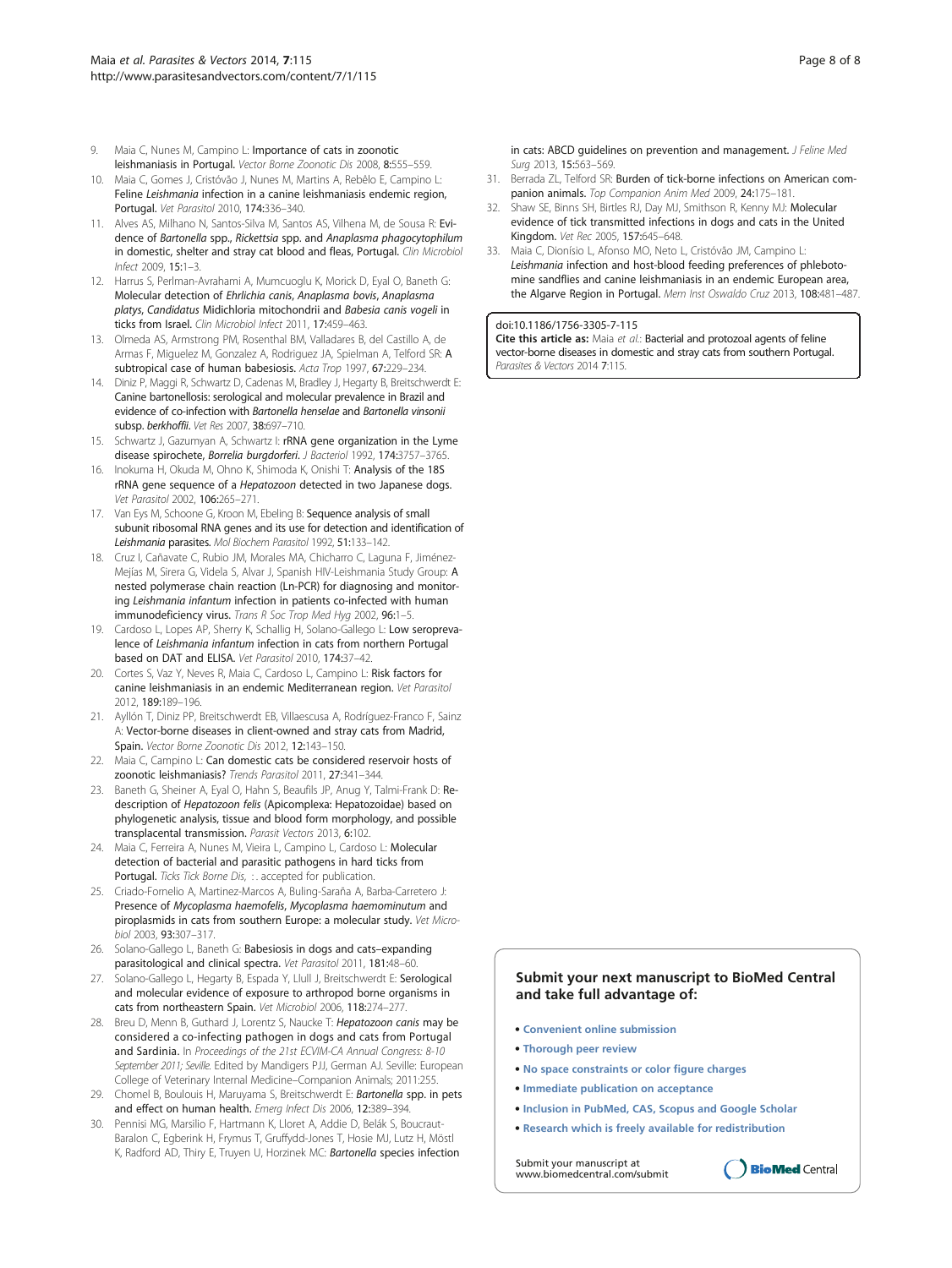9. Maia C, Nunes M, Campino L: **Importance of cats in zoonotic leishmaniasis in Portugal.** *Vector Borne Zoonotic Dis* 2008, **8:**555–559.
10. Maia C, Gomes J, Cristóvão J, Nunes M, Martins A, Rebêlo E, Campino L: **Feline** ***Leishmania*** **infection in a canine leishmaniasis endemic region, Portugal.** *Vet Parasitol* 2010, **174:**336–340.
11. Alves AS, Milhano N, Santos-Silva M, Santos AS, Vilhena M, de Sousa R: **Evidence of** ***Bartonella*** **spp.,** ***Rickettsia*** **spp. and** ***Anaplasma phagocytophilum*** **in domestic, shelter and stray cat blood and fleas, Portugal.** *Clin Microbiol Infect* 2009, **15:**1–3.
12. Harrus S, Perlman-Avrahami A, Mumcuoglu K, Morick D, Eyal O, Baneth G: **Molecular detection of** ***Ehrlichia canis***, ***Anaplasma bovis***, ***Anaplasma platys***, ***Candidatus*** **Midichloria mitochondrii and** ***Babesia canis vogeli*** **in ticks from Israel.** *Clin Microbiol Infect* 2011, **17:**459–463.
13. Olmeda AS, Armstrong PM, Rosenthal BM, Valladares B, del Castillo A, de Armas F, Miguelez M, Gonzalez A, Rodriguez JA, Spielman A, Telford SR: **A subtropical case of human babesiosis.** *Acta Trop* 1997, **67:**229–234.
14. Diniz P, Maggi R, Schwartz D, Cadenas M, Bradley J, Hegarty B, Breitschwerdt E: **Canine bartonellosis: serological and molecular prevalence in Brazil and evidence of co-infection with** ***Bartonella henselae*** **and** ***Bartonella vinsonii*** **subsp.** ***berkhoffii***. *Vet Res* 2007, **38:**697–710.
15. Schwartz J, Gazumyan A, Schwartz I: **rRNA gene organization in the Lyme disease spirochete,** ***Borrelia burgdorferi***. *J Bacteriol* 1992, **174:**3757–3765.
16. Inokuma H, Okuda M, Ohno K, Shimoda K, Onishi T: **Analysis of the 18S rRNA gene sequence of a** ***Hepatozoon*** **detected in two Japanese dogs.** *Vet Parasitol* 2002, **106:**265–271.
17. Van Eys M, Schoone G, Kroon M, Ebeling B: **Sequence analysis of small subunit ribosomal RNA genes and its use for detection and identification of** ***Leishmania*** **parasites.** *Mol Biochem Parasitol* 1992, **51:**133–142.
18. Cruz I, Cañavate C, Rubio JM, Morales MA, Chicharro C, Laguna F, Jiménez-Mejías M, Sirera G, Videla S, Alvar J, Spanish HIV-Leishmania Study Group: **A nested polymerase chain reaction (Ln-PCR) for diagnosing and monitoring** ***Leishmania infantum*** **infection in patients co-infected with human immunodeficiency virus.** *Trans R Soc Trop Med Hyg* 2002, **96:**1–5.
19. Cardoso L, Lopes AP, Sherry K, Schallig H, Solano-Gallego L: **Low seroprevalence of** ***Leishmania infantum*** **infection in cats from northern Portugal based on DAT and ELISA.** *Vet Parasitol* 2010, **174:**37–42.
20. Cortes S, Vaz Y, Neves R, Maia C, Cardoso L, Campino L: **Risk factors for canine leishmaniasis in an endemic Mediterranean region.** *Vet Parasitol* 2012, **189:**189–196.
21. Ayllón T, Diniz PP, Breitschwerdt EB, Villaescusa A, Rodríguez-Franco F, Sainz A: **Vector-borne diseases in client-owned and stray cats from Madrid, Spain.** *Vector Borne Zoonotic Dis* 2012, **12:**143–150.
22. Maia C, Campino L: **Can domestic cats be considered reservoir hosts of zoonotic leishmaniasis?** *Trends Parasitol* 2011, **27:**341–344.
23. Baneth G, Sheiner A, Eyal O, Hahn S, Beaufils JP, Anug Y, Talmi-Frank D: **Redescription of** ***Hepatozoon felis*** **(Apicomplexa: Hepatozoidae) based on phylogenetic analysis, tissue and blood form morphology, and possible transplacental transmission.** *Parasit Vectors* 2013, **6:**102.
24. Maia C, Ferreira A, Nunes M, Vieira L, Campino L, Cardoso L: **Molecular detection of bacterial and parasitic pathogens in hard ticks from Portugal.** *Ticks Tick Borne Dis*, **:**. accepted for publication.
25. Criado-Fornelio A, Martinez-Marcos A, Buling-Saraña A, Barba-Carretero J: **Presence of** ***Mycoplasma haemofelis***, ***Mycoplasma haemominutum*** **and piroplasmids in cats from southern Europe: a molecular study.** *Vet Microbiol* 2003, **93:**307–317.
26. Solano-Gallego L, Baneth G: **Babesiosis in dogs and cats–expanding parasitological and clinical spectra.** *Vet Parasitol* 2011, **181:**48–60.
27. Solano-Gallego L, Hegarty B, Espada Y, Llull J, Breitschwerdt E: **Serological and molecular evidence of exposure to arthropod borne organisms in cats from northeastern Spain.** *Vet Microbiol* 2006, **118:**274–277.
28. Breu D, Menn B, Guthard J, Lorentz S, Naucke T: ***Hepatozoon canis*** **may be considered a co-infecting pathogen in dogs and cats from Portugal and Sardinia.** In *Proceedings of the 21st ECVIM-CA Annual Congress: 8-10 September 2011; Seville.* Edited by Mandigers PJJ, German AJ. Seville: European College of Veterinary Internal Medicine–Companion Animals; 2011:255.
29. Chomel B, Boulouis H, Maruyama S, Breitschwerdt E: ***Bartonella*** **spp. in pets and effect on human health.** *Emerg Infect Dis* 2006, **12:**389–394.
30. Pennisi MG, Marsilio F, Hartmann K, Lloret A, Addie D, Belák S, Boucraut-Baralon C, Egberink H, Frymus T, Gruffydd-Jones T, Hosie MJ, Lutz H, Möstl K, Radford AD, Thiry E, Truyen U, Horzinek MC: ***Bartonella*** **species infection in cats: ABCD guidelines on prevention and management.** *J Feline Med Surg* 2013, **15:**563–569.
31. Berrada ZL, Telford SR: **Burden of tick-borne infections on American companion animals.** *Top Companion Anim Med* 2009, **24:**175–181.
32. Shaw SE, Binns SH, Birtles RJ, Day MJ, Smithson R, Kenny MJ: **Molecular evidence of tick transmitted infections in dogs and cats in the United Kingdom.** *Vet Rec* 2005, **157:**645–648.
33. Maia C, Dionísio L, Afonso MO, Neto L, Cristóvão JM, Campino L: ***Leishmania*** **infection and host-blood feeding preferences of phlebotomine sandflies and canine leishmaniasis in an endemic European area, the Algarve Region in Portugal.** *Mem Inst Oswaldo Cruz* 2013, **108:**481–487.

doi:10.1186/1756-3305-7-115

**Cite this article as:** Maia *et al.*: Bacterial and protozoal agents of feline vector-borne diseases in domestic and stray cats from southern Portugal. *Parasites & Vectors* 2014 **7**:115.

**Submit your next manuscript to BioMed Central and take full advantage of:**

- **Convenient online submission**
- **Thorough peer review**
- **No space constraints or color figure charges**
- **Immediate publication on acceptance**
- **Inclusion in PubMed, CAS, Scopus and Google Scholar**
- **Research which is freely available for redistribution**

Submit your manuscript at
www.biomedcentral.com/submit

BioMed Central